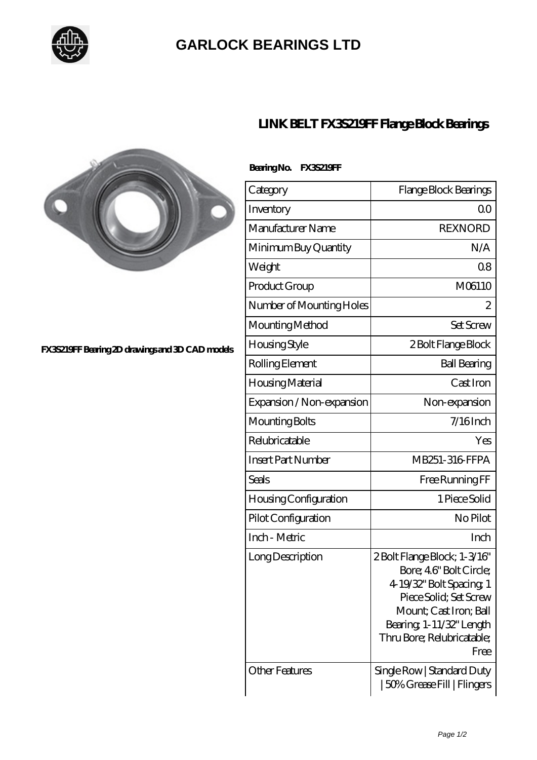# GARLOCK BEARINGS LTD

## LINK BELT FX3S219FF Flange Block Bearings

FX3S219FF Bearing 2D drawings and 3D CAD models

**Bearing No. FX3S219FF**

| Category | Flange Block Bearings |
|---|---|
| Inventory | 0.0 |
| Manufacturer Name | REXNORD |
| Minimum Buy Quantity | N/A |
| Weight | 0.8 |
| Product Group | M06110 |
| Number of Mounting Holes | 2 |
| Mounting Method | Set Screw |
| Housing Style | 2 Bolt Flange Block |
| Rolling Element | Ball Bearing |
| Housing Material | Cast Iron |
| Expansion / Non-expansion | Non-expansion |
| Mounting Bolts | 7/16 Inch |
| Relubricatable | Yes |
| Insert Part Number | MB251-316-FFPA |
| Seals | Free Running FF |
| Housing Configuration | 1 Piece Solid |
| Pilot Configuration | No Pilot |
| Inch - Metric | Inch |
| Long Description | 2 Bolt Flange Block; 1-3/16" Bore; 4.6" Bolt Circle; 4-19/32" Bolt Spacing; 1 Piece Solid; Set Screw Mount; Cast Iron; Ball Bearing; 1-11/32" Length Thru Bore; Relubricatable; Free |
| Other Features | Single Row \| Standard Duty \| 50% Grease Fill \| Flingers |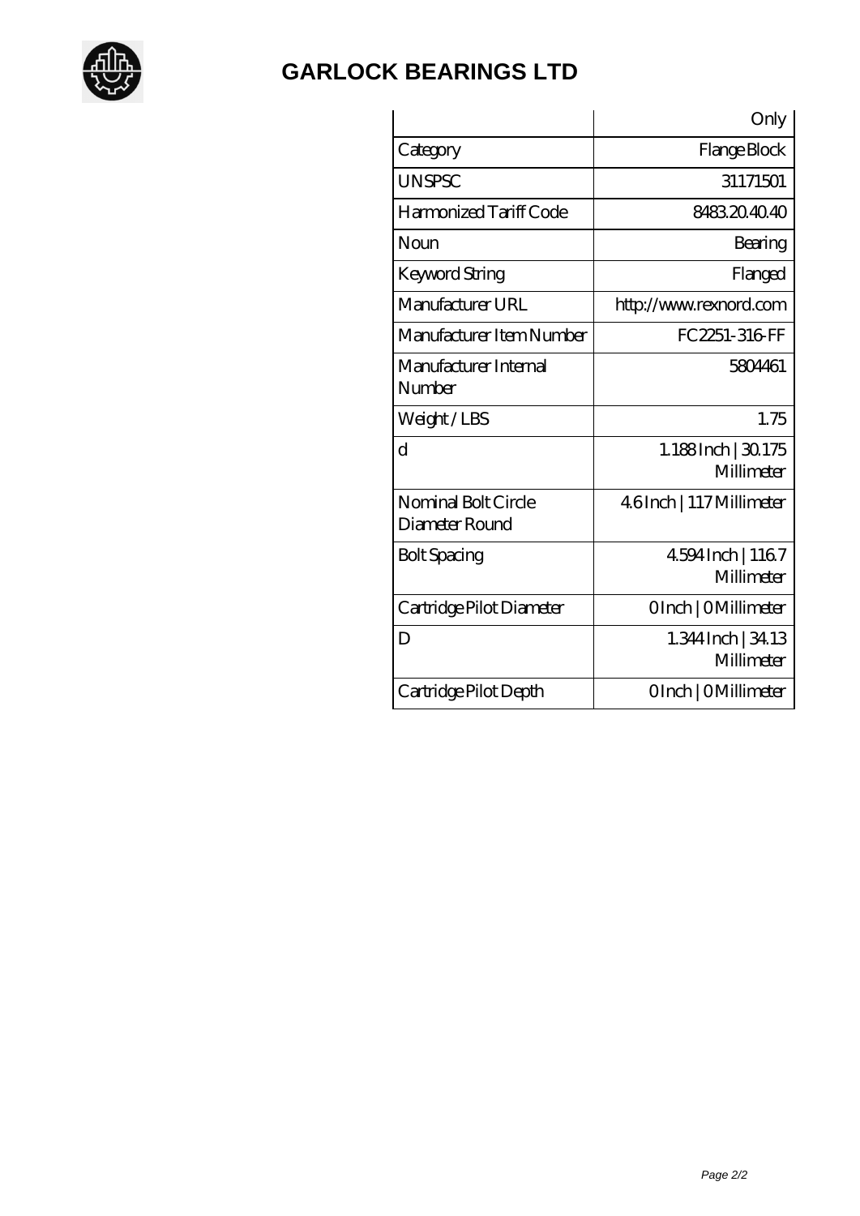# GARLOCK BEARINGS LTD

| | |
|---|---|
| | Only |
| Category | Flange Block |
| UNSPSC | 31171501 |
| Harmonized Tariff Code | 8483.20.40.40 |
| Noun | Bearing |
| Keyword String | Flanged |
| Manufacturer URL | http://www.rexnord.com |
| Manufacturer Item Number | FC2251-316-FF |
| Manufacturer Internal Number | 5804461 |
| Weight / LBS | 1.75 |
| d | 1.188 Inch \| 30.175 Millimeter |
| Nominal Bolt Circle Diameter Round | 4.6 Inch \| 117 Millimeter |
| Bolt Spacing | 4.594 Inch \| 116.7 Millimeter |
| Cartridge Pilot Diameter | 0 Inch \| 0 Millimeter |
| D | 1.344 Inch \| 34.13 Millimeter |
| Cartridge Pilot Depth | 0 Inch \| 0 Millimeter |